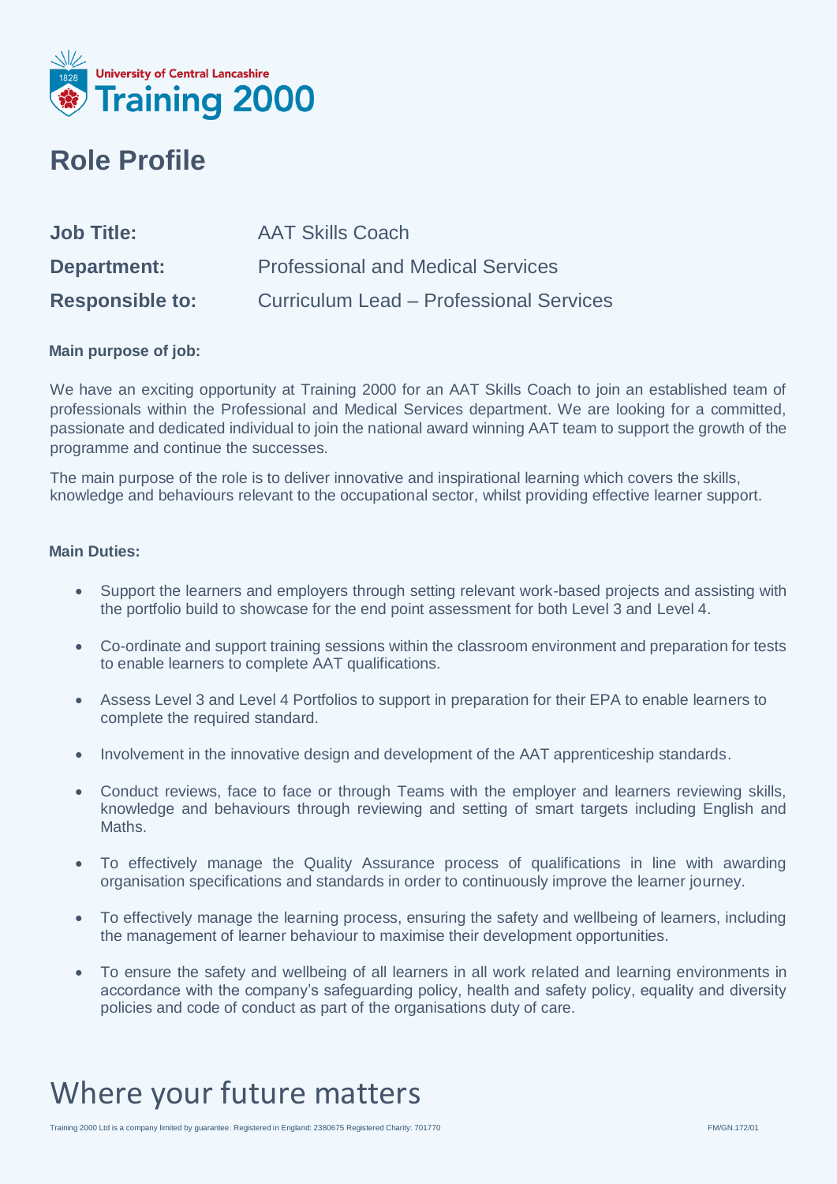University of Central Lancashire Training 2000

# Role Profile

| | |
|---|---|
| **Job Title:** | AAT Skills Coach |
| **Department:** | Professional and Medical Services |
| **Responsible to:** | Curriculum Lead – Professional Services |

**Main purpose of job:**

We have an exciting opportunity at Training 2000 for an AAT Skills Coach to join an established team of professionals within the Professional and Medical Services department. We are looking for a committed, passionate and dedicated individual to join the national award winning AAT team to support the growth of the programme and continue the successes.

The main purpose of the role is to deliver innovative and inspirational learning which covers the skills, knowledge and behaviours relevant to the occupational sector, whilst providing effective learner support.

**Main Duties:**

- Support the learners and employers through setting relevant work-based projects and assisting with the portfolio build to showcase for the end point assessment for both Level 3 and Level 4.
- Co-ordinate and support training sessions within the classroom environment and preparation for tests to enable learners to complete AAT qualifications.
- Assess Level 3 and Level 4 Portfolios to support in preparation for their EPA to enable learners to complete the required standard.
- Involvement in the innovative design and development of the AAT apprenticeship standards.
- Conduct reviews, face to face or through Teams with the employer and learners reviewing skills, knowledge and behaviours through reviewing and setting of smart targets including English and Maths.
- To effectively manage the Quality Assurance process of qualifications in line with awarding organisation specifications and standards in order to continuously improve the learner journey.
- To effectively manage the learning process, ensuring the safety and wellbeing of learners, including the management of learner behaviour to maximise their development opportunities.
- To ensure the safety and wellbeing of all learners in all work related and learning environments in accordance with the company's safeguarding policy, health and safety policy, equality and diversity policies and code of conduct as part of the organisations duty of care.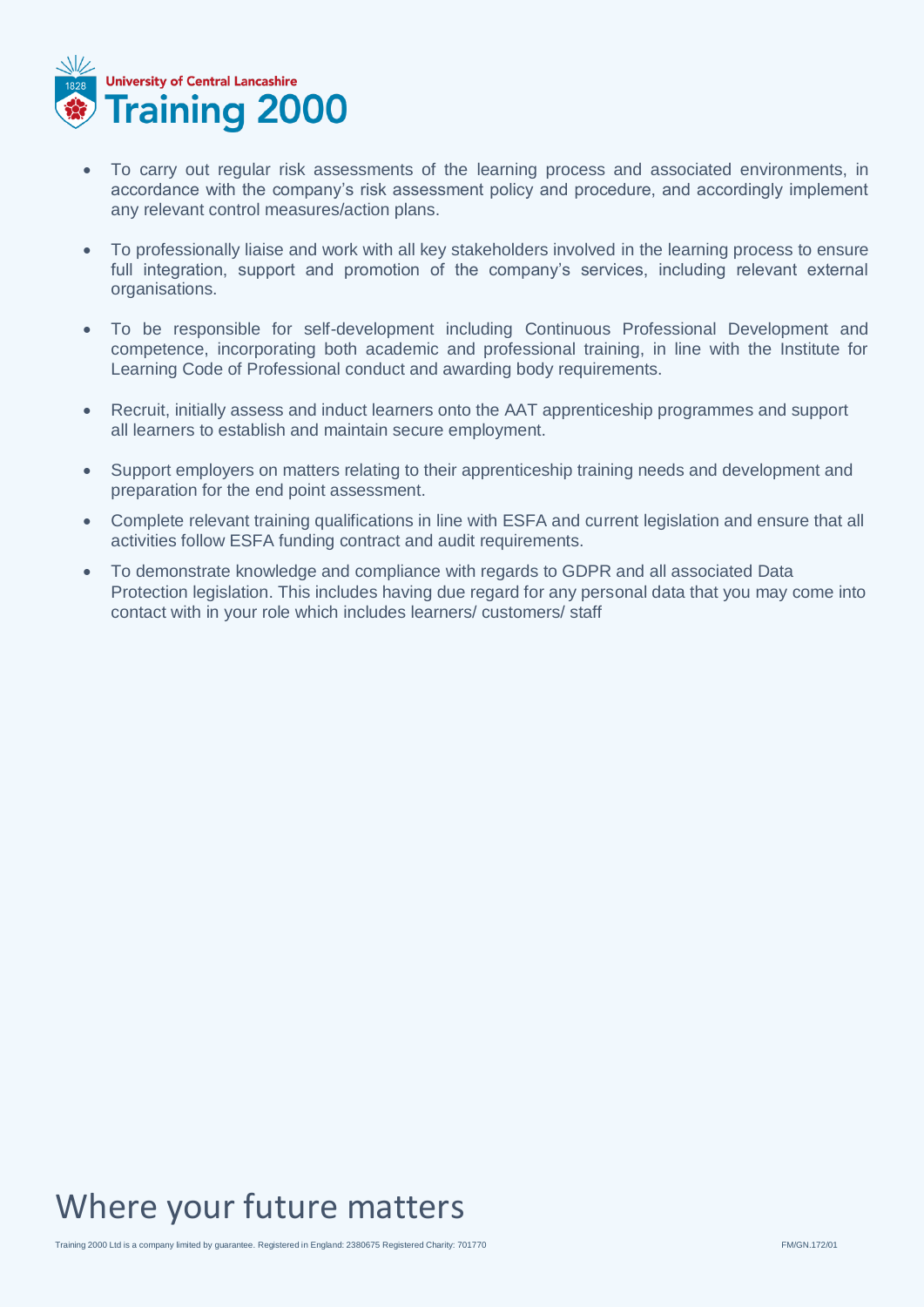- To carry out regular risk assessments of the learning process and associated environments, in accordance with the company's risk assessment policy and procedure, and accordingly implement any relevant control measures/action plans.

- To professionally liaise and work with all key stakeholders involved in the learning process to ensure full integration, support and promotion of the company's services, including relevant external organisations.

- To be responsible for self-development including Continuous Professional Development and competence, incorporating both academic and professional training, in line with the Institute for Learning Code of Professional conduct and awarding body requirements.

- Recruit, initially assess and induct learners onto the AAT apprenticeship programmes and support all learners to establish and maintain secure employment.

- Support employers on matters relating to their apprenticeship training needs and development and preparation for the end point assessment.

- Complete relevant training qualifications in line with ESFA and current legislation and ensure that all activities follow ESFA funding contract and audit requirements.

- To demonstrate knowledge and compliance with regards to GDPR and all associated Data Protection legislation. This includes having due regard for any personal data that you may come into contact with in your role which includes learners/ customers/ staff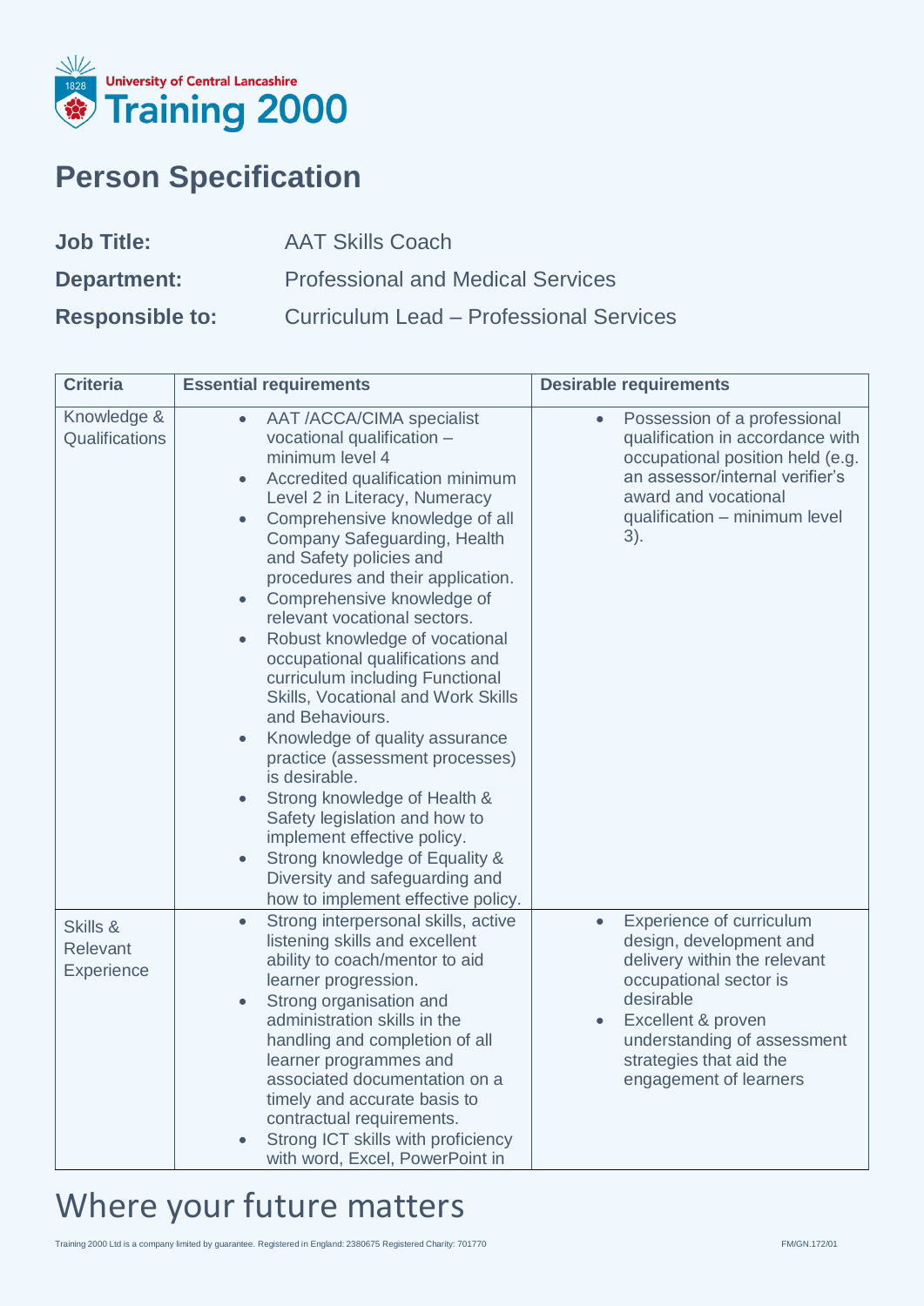# Person Specification

**Job Title:** AAT Skills Coach

**Department:** Professional and Medical Services

**Responsible to:** Curriculum Lead – Professional Services

| Criteria | Essential requirements | Desirable requirements |
|---|---|---|
| Knowledge & Qualifications | • AAT /ACCA/CIMA specialist vocational qualification – minimum level 4<br>• Accredited qualification minimum Level 2 in Literacy, Numeracy<br>• Comprehensive knowledge of all Company Safeguarding, Health and Safety policies and procedures and their application.<br>• Comprehensive knowledge of relevant vocational sectors.<br>• Robust knowledge of vocational occupational qualifications and curriculum including Functional Skills, Vocational and Work Skills and Behaviours.<br>• Knowledge of quality assurance practice (assessment processes) is desirable.<br>• Strong knowledge of Health & Safety legislation and how to implement effective policy.<br>• Strong knowledge of Equality & Diversity and safeguarding and how to implement effective policy. | • Possession of a professional qualification in accordance with occupational position held (e.g. an assessor/internal verifier's award and vocational qualification – minimum level 3). |
| Skills & Relevant Experience | • Strong interpersonal skills, active listening skills and excellent ability to coach/mentor to aid learner progression.<br>• Strong organisation and administration skills in the handling and completion of all learner programmes and associated documentation on a timely and accurate basis to contractual requirements.<br>• Strong ICT skills with proficiency with word, Excel, PowerPoint in | • Experience of curriculum design, development and delivery within the relevant occupational sector is desirable<br>• Excellent & proven understanding of assessment strategies that aid the engagement of learners |

Where your future matters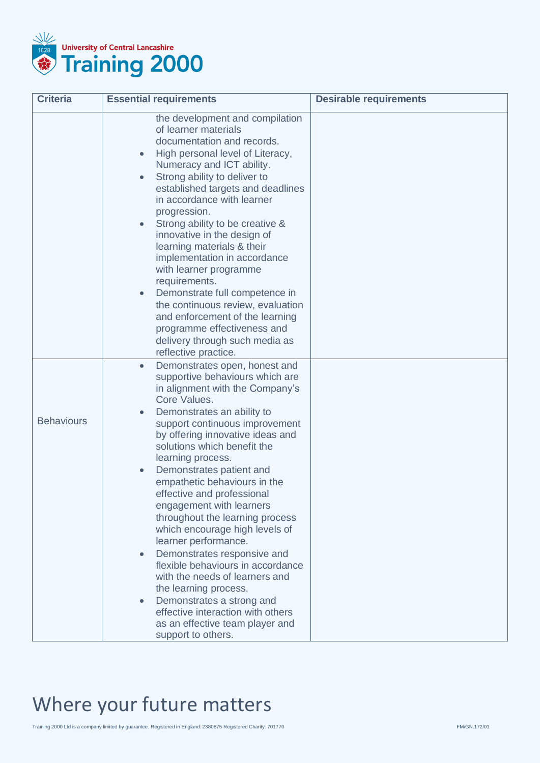| Criteria | Essential requirements | Desirable requirements |
|---|---|---|
| | the development and compilation of learner materials documentation and records.<br>• High personal level of Literacy, Numeracy and ICT ability.<br>• Strong ability to deliver to established targets and deadlines in accordance with learner progression.<br>• Strong ability to be creative & innovative in the design of learning materials & their implementation in accordance with learner programme requirements.<br>• Demonstrate full competence in the continuous review, evaluation and enforcement of the learning programme effectiveness and delivery through such media as reflective practice. | |
| Behaviours | • Demonstrates open, honest and supportive behaviours which are in alignment with the Company's Core Values.<br>• Demonstrates an ability to support continuous improvement by offering innovative ideas and solutions which benefit the learning process.<br>• Demonstrates patient and empathetic behaviours in the effective and professional engagement with learners throughout the learning process which encourage high levels of learner performance.<br>• Demonstrates responsive and flexible behaviours in accordance with the needs of learners and the learning process.<br>• Demonstrates a strong and effective interaction with others as an effective team player and support to others. | |

Where your future matters

Training 2000 Ltd is a company limited by guarantee. Registered in England: 2380675 Registered Charity: 701770

FM/GN.172/01